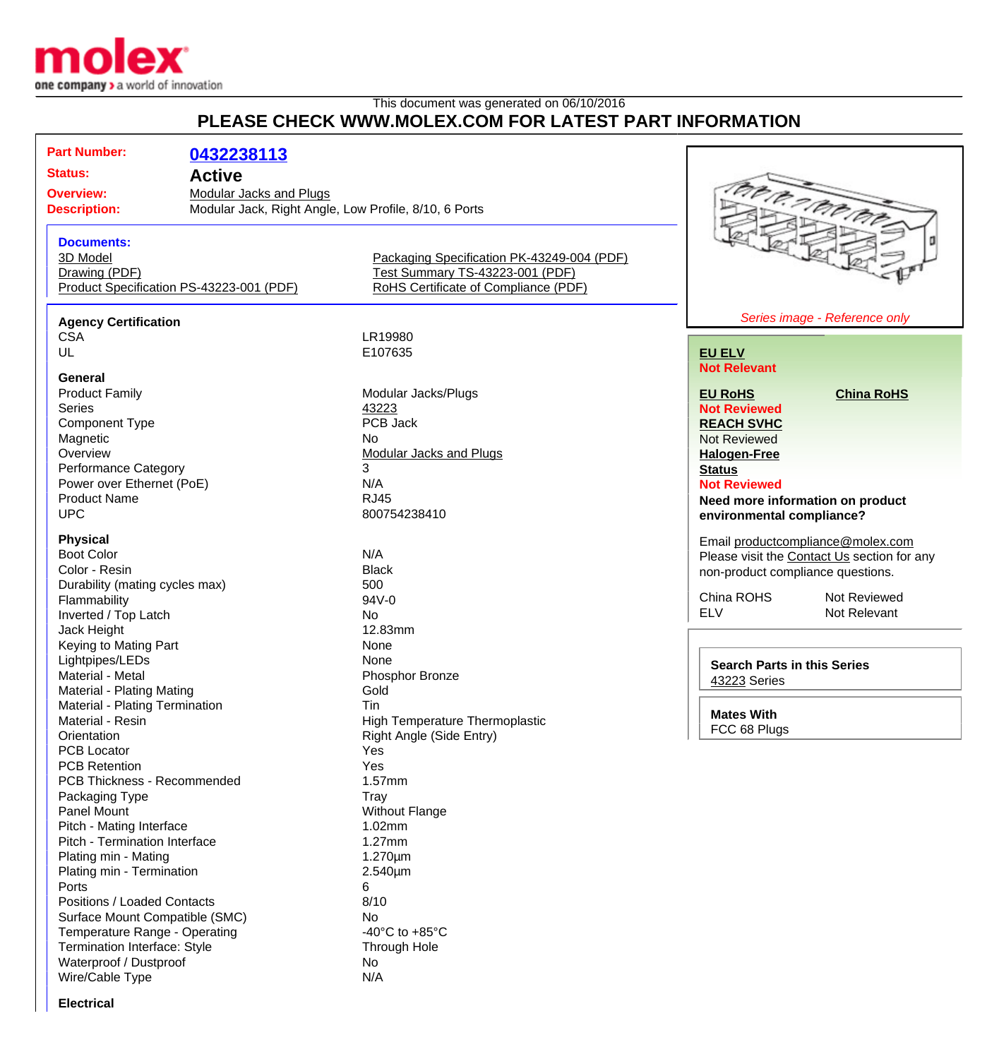This document was generated on 06/10/2016

# PLEASE CHECK WWW.MOLEX.COM FOR LATEST PART INFORMATION

**Part Number:** 0432238113
**Status:** Active
**Overview:** Modular Jacks and Plugs
**Description:** Modular Jack, Right Angle, Low Profile, 8/10, 6 Ports

**Documents:**
- 3D Model
- Drawing (PDF)
- Product Specification PS-43223-001 (PDF)
- Packaging Specification PK-43249-004 (PDF)
- Test Summary TS-43223-001 (PDF)
- RoHS Certificate of Compliance (PDF)

*Series image - Reference only*

**EU ELV**
Not Relevant

**EU RoHS**
Not Reviewed

**China RoHS**

**REACH SVHC**
Not Reviewed

**Halogen-Free Status**
Not Reviewed

**Need more information on product environmental compliance?**

Email productcompliance@molex.com
Please visit the Contact Us section for any non-product compliance questions.

| | |
|---|---|
| China ROHS | Not Reviewed |
| ELV | Not Relevant |

**Search Parts in this Series**
43223 Series

**Mates With**
FCC 68 Plugs

### Agency Certification

| | |
|---|---|
| CSA | LR19980 |
| UL | E107635 |

### General

| | |
|---|---|
| Product Family | Modular Jacks/Plugs |
| Series | 43223 |
| Component Type | PCB Jack |
| Magnetic | No |
| Overview | Modular Jacks and Plugs |
| Performance Category | 3 |
| Power over Ethernet (PoE) | N/A |
| Product Name | RJ45 |
| UPC | 800754238410 |

### Physical

| | |
|---|---|
| Boot Color | N/A |
| Color - Resin | Black |
| Durability (mating cycles max) | 500 |
| Flammability | 94V-0 |
| Inverted / Top Latch | No |
| Jack Height | 12.83mm |
| Keying to Mating Part | None |
| Lightpipes/LEDs | None |
| Material - Metal | Phosphor Bronze |
| Material - Plating Mating | Gold |
| Material - Plating Termination | Tin |
| Material - Resin | High Temperature Thermoplastic |
| Orientation | Right Angle (Side Entry) |
| PCB Locator | Yes |
| PCB Retention | Yes |
| PCB Thickness - Recommended | 1.57mm |
| Packaging Type | Tray |
| Panel Mount | Without Flange |
| Pitch - Mating Interface | 1.02mm |
| Pitch - Termination Interface | 1.27mm |
| Plating min - Mating | 1.270µm |
| Plating min - Termination | 2.540µm |
| Ports | 6 |
| Positions / Loaded Contacts | 8/10 |
| Surface Mount Compatible (SMC) | No |
| Temperature Range - Operating | -40°C to +85°C |
| Termination Interface: Style | Through Hole |
| Waterproof / Dustproof | No |
| Wire/Cable Type | N/A |

### Electrical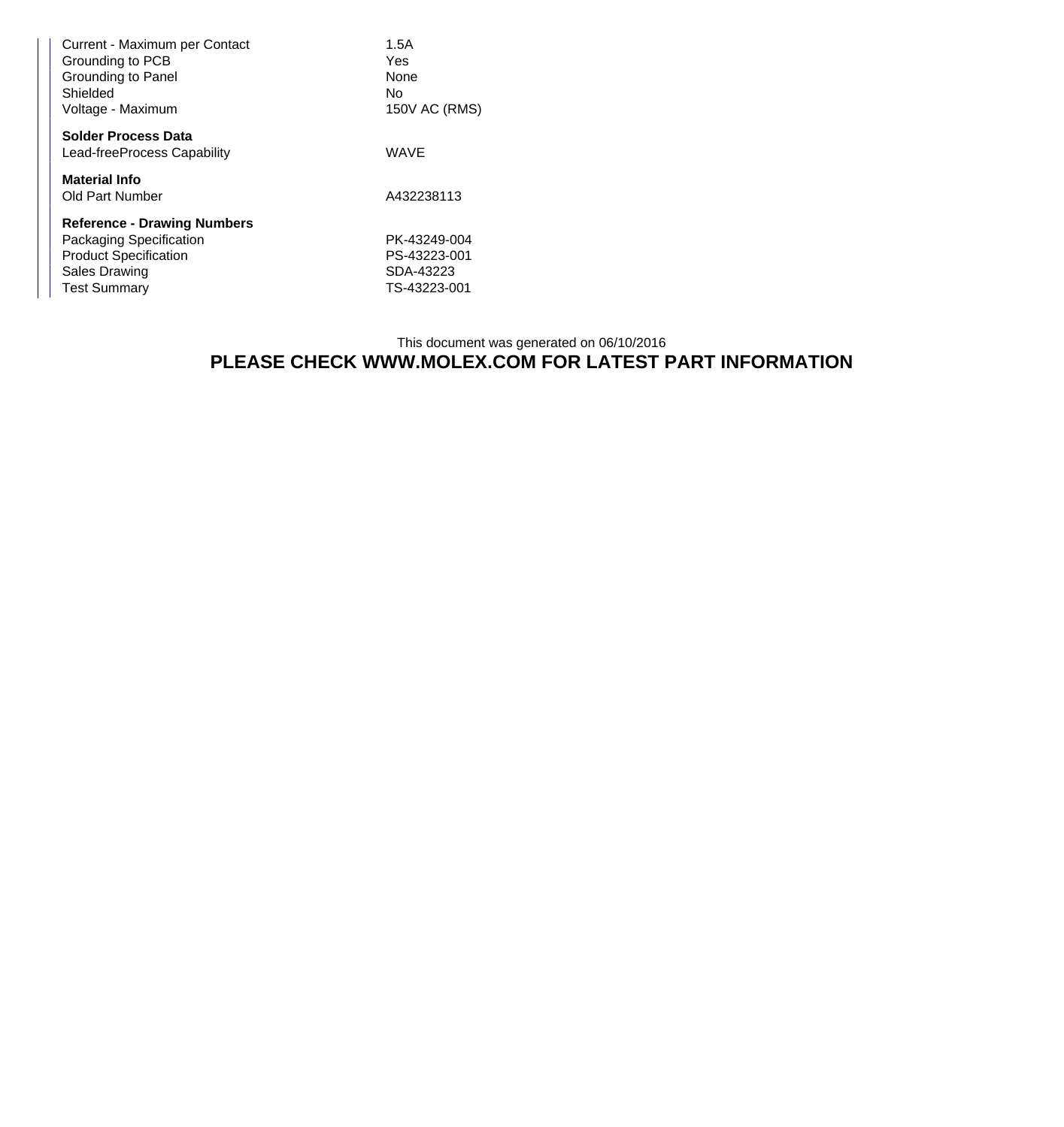| | |
|---|---|
| Current - Maximum per Contact | 1.5A |
| Grounding to PCB | Yes |
| Grounding to Panel | None |
| Shielded | No |
| Voltage - Maximum | 150V AC (RMS) |

**Solder Process Data**

| | |
|---|---|
| Lead-freeProcess Capability | WAVE |

**Material Info**

| | |
|---|---|
| Old Part Number | A432238113 |

**Reference - Drawing Numbers**

| | |
|---|---|
| Packaging Specification | PK-43249-004 |
| Product Specification | PS-43223-001 |
| Sales Drawing | SDA-43223 |
| Test Summary | TS-43223-001 |

This document was generated on 06/10/2016

**PLEASE CHECK WWW.MOLEX.COM FOR LATEST PART INFORMATION**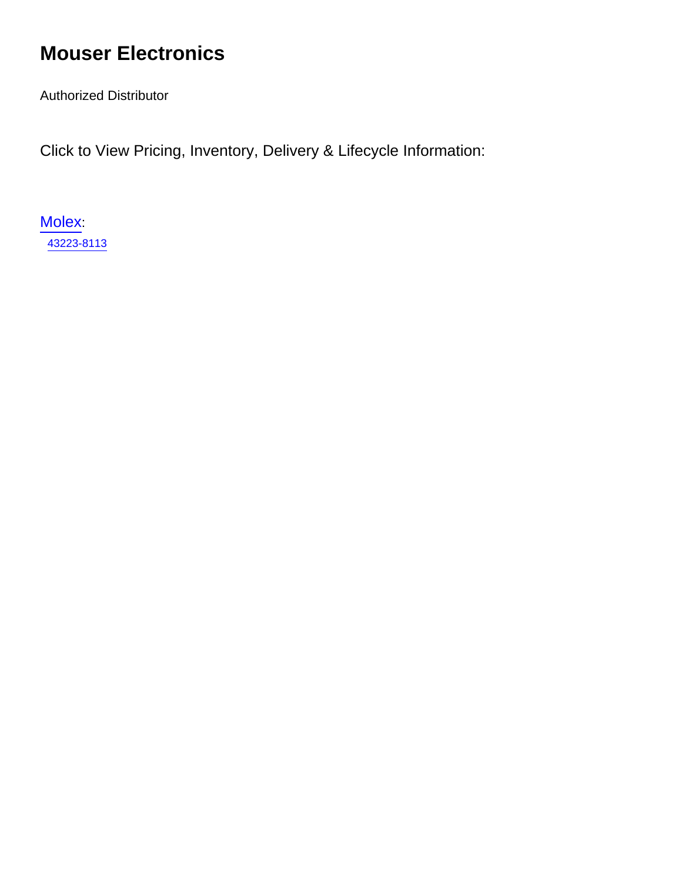# Mouser Electronics

Authorized Distributor

Click to View Pricing, Inventory, Delivery & Lifecycle Information:

Molex:

43223-8113